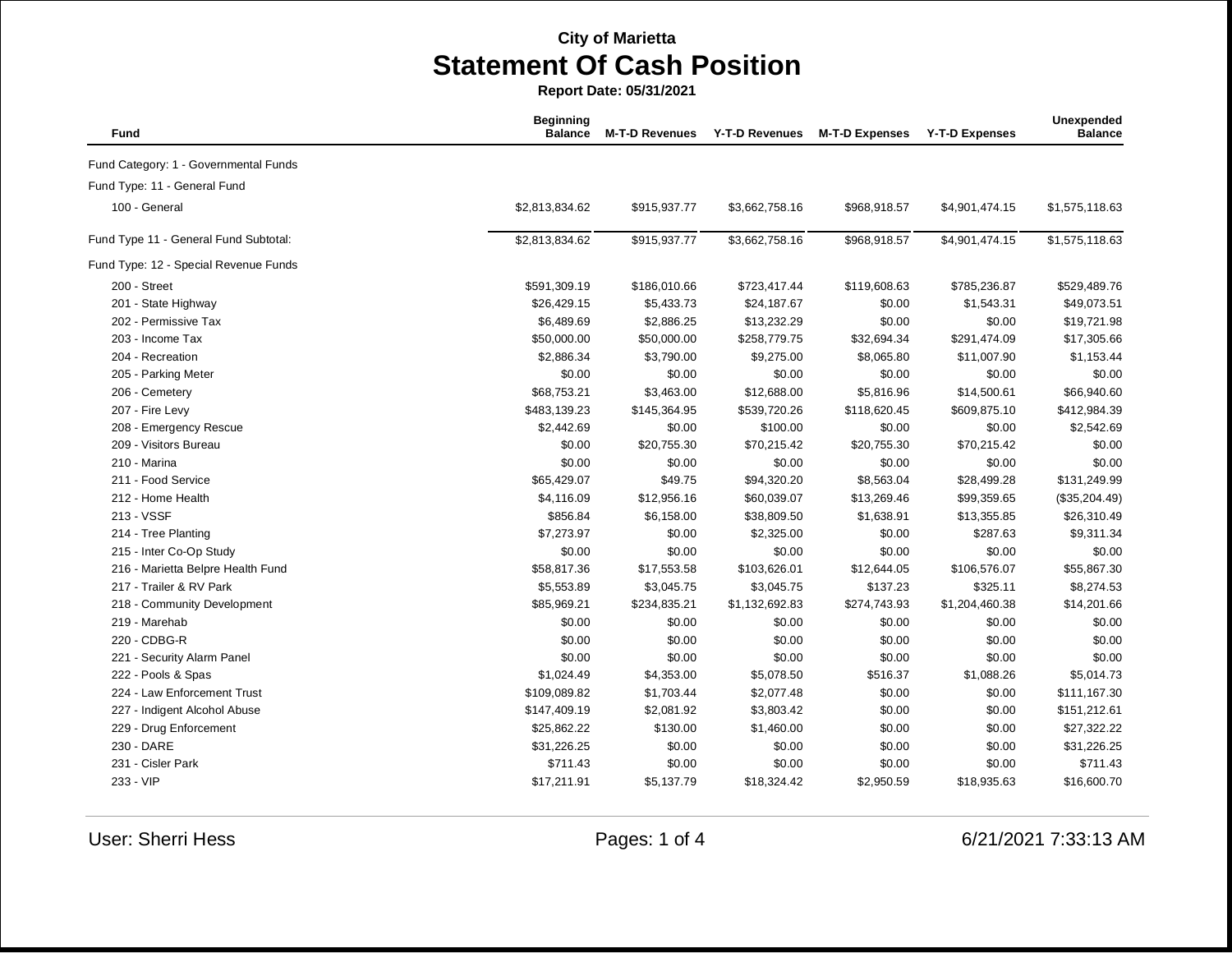City of Marietta

# Statement Of Cash Position

**Report Date: 05/31/2021**

| Fund | Beginning Balance | M-T-D Revenues | Y-T-D Revenues | M-T-D Expenses | Y-T-D Expenses | Unexpended Balance |
|---|---|---|---|---|---|---|
| Fund Category: 1 - Governmental Funds | | | | | | |
| Fund Type: 11 - General Fund | | | | | | |
| 100 - General | $2,813,834.62 | $915,937.77 | $3,662,758.16 | $968,918.57 | $4,901,474.15 | $1,575,118.63 |
| Fund Type 11 - General Fund Subtotal: | $2,813,834.62 | $915,937.77 | $3,662,758.16 | $968,918.57 | $4,901,474.15 | $1,575,118.63 |
| Fund Type: 12 - Special Revenue Funds | | | | | | |
| 200 - Street | $591,309.19 | $186,010.66 | $723,417.44 | $119,608.63 | $785,236.87 | $529,489.76 |
| 201 - State Highway | $26,429.15 | $5,433.73 | $24,187.67 | $0.00 | $1,543.31 | $49,073.51 |
| 202 - Permissive Tax | $6,489.69 | $2,886.25 | $13,232.29 | $0.00 | $0.00 | $19,721.98 |
| 203 - Income Tax | $50,000.00 | $50,000.00 | $258,779.75 | $32,694.34 | $291,474.09 | $17,305.66 |
| 204 - Recreation | $2,886.34 | $3,790.00 | $9,275.00 | $8,065.80 | $11,007.90 | $1,153.44 |
| 205 - Parking Meter | $0.00 | $0.00 | $0.00 | $0.00 | $0.00 | $0.00 |
| 206 - Cemetery | $68,753.21 | $3,463.00 | $12,688.00 | $5,816.96 | $14,500.61 | $66,940.60 |
| 207 - Fire Levy | $483,139.23 | $145,364.95 | $539,720.26 | $118,620.45 | $609,875.10 | $412,984.39 |
| 208 - Emergency Rescue | $2,442.69 | $0.00 | $100.00 | $0.00 | $0.00 | $2,542.69 |
| 209 - Visitors Bureau | $0.00 | $20,755.30 | $70,215.42 | $20,755.30 | $70,215.42 | $0.00 |
| 210 - Marina | $0.00 | $0.00 | $0.00 | $0.00 | $0.00 | $0.00 |
| 211 - Food Service | $65,429.07 | $49.75 | $94,320.20 | $8,563.04 | $28,499.28 | $131,249.99 |
| 212 - Home Health | $4,116.09 | $12,956.16 | $60,039.07 | $13,269.46 | $99,359.65 | ($35,204.49) |
| 213 - VSSF | $856.84 | $6,158.00 | $38,809.50 | $1,638.91 | $13,355.85 | $26,310.49 |
| 214 - Tree Planting | $7,273.97 | $0.00 | $2,325.00 | $0.00 | $287.63 | $9,311.34 |
| 215 - Inter Co-Op Study | $0.00 | $0.00 | $0.00 | $0.00 | $0.00 | $0.00 |
| 216 - Marietta Belpre Health Fund | $58,817.36 | $17,553.58 | $103,626.01 | $12,644.05 | $106,576.07 | $55,867.30 |
| 217 - Trailer & RV Park | $5,553.89 | $3,045.75 | $3,045.75 | $137.23 | $325.11 | $8,274.53 |
| 218 - Community Development | $85,969.21 | $234,835.21 | $1,132,692.83 | $274,743.93 | $1,204,460.38 | $14,201.66 |
| 219 - Marehab | $0.00 | $0.00 | $0.00 | $0.00 | $0.00 | $0.00 |
| 220 - CDBG-R | $0.00 | $0.00 | $0.00 | $0.00 | $0.00 | $0.00 |
| 221 - Security Alarm Panel | $0.00 | $0.00 | $0.00 | $0.00 | $0.00 | $0.00 |
| 222 - Pools & Spas | $1,024.49 | $4,353.00 | $5,078.50 | $516.37 | $1,088.26 | $5,014.73 |
| 224 - Law Enforcement Trust | $109,089.82 | $1,703.44 | $2,077.48 | $0.00 | $0.00 | $111,167.30 |
| 227 - Indigent Alcohol Abuse | $147,409.19 | $2,081.92 | $3,803.42 | $0.00 | $0.00 | $151,212.61 |
| 229 - Drug Enforcement | $25,862.22 | $130.00 | $1,460.00 | $0.00 | $0.00 | $27,322.22 |
| 230 - DARE | $31,226.25 | $0.00 | $0.00 | $0.00 | $0.00 | $31,226.25 |
| 231 - Cisler Park | $711.43 | $0.00 | $0.00 | $0.00 | $0.00 | $711.43 |
| 233 - VIP | $17,211.91 | $5,137.79 | $18,324.42 | $2,950.59 | $18,935.63 | $16,600.70 |

User: Sherri Hess

6/21/2021 7:33:13 AM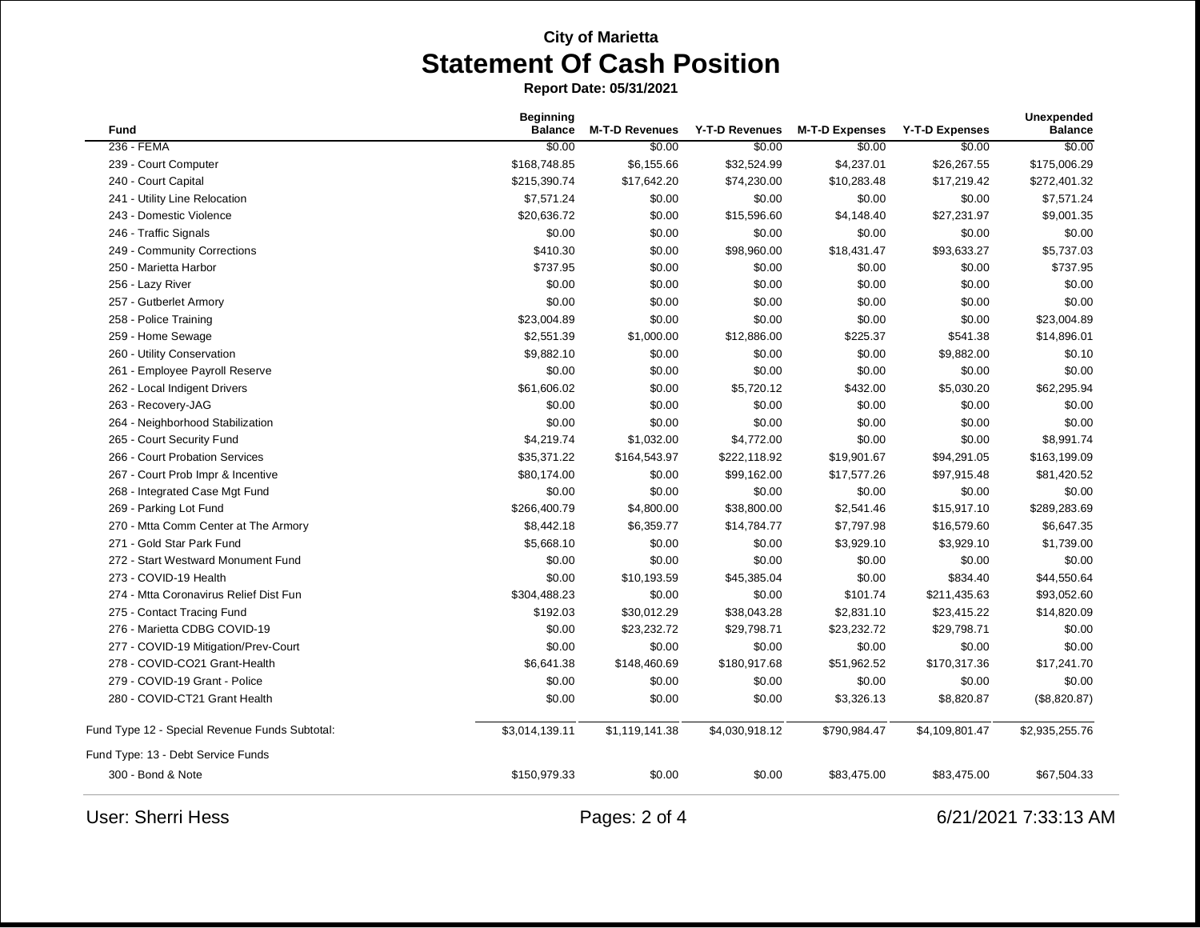**City of Marietta**

# Statement Of Cash Position

**Report Date: 05/31/2021**

| Fund | Beginning Balance | M-T-D Revenues | Y-T-D Revenues | M-T-D Expenses | Y-T-D Expenses | Unexpended Balance |
|---|---|---|---|---|---|---|
| 236 - FEMA | $0.00 | $0.00 | $0.00 | $0.00 | $0.00 | $0.00 |
| 239 - Court Computer | $168,748.85 | $6,155.66 | $32,524.99 | $4,237.01 | $26,267.55 | $175,006.29 |
| 240 - Court Capital | $215,390.74 | $17,642.20 | $74,230.00 | $10,283.48 | $17,219.42 | $272,401.32 |
| 241 - Utility Line Relocation | $7,571.24 | $0.00 | $0.00 | $0.00 | $0.00 | $7,571.24 |
| 243 - Domestic Violence | $20,636.72 | $0.00 | $15,596.60 | $4,148.40 | $27,231.97 | $9,001.35 |
| 246 - Traffic Signals | $0.00 | $0.00 | $0.00 | $0.00 | $0.00 | $0.00 |
| 249 - Community Corrections | $410.30 | $0.00 | $98,960.00 | $18,431.47 | $93,633.27 | $5,737.03 |
| 250 - Marietta Harbor | $737.95 | $0.00 | $0.00 | $0.00 | $0.00 | $737.95 |
| 256 - Lazy River | $0.00 | $0.00 | $0.00 | $0.00 | $0.00 | $0.00 |
| 257 - Gutberlet Armory | $0.00 | $0.00 | $0.00 | $0.00 | $0.00 | $0.00 |
| 258 - Police Training | $23,004.89 | $0.00 | $0.00 | $0.00 | $0.00 | $23,004.89 |
| 259 - Home Sewage | $2,551.39 | $1,000.00 | $12,886.00 | $225.37 | $541.38 | $14,896.01 |
| 260 - Utility Conservation | $9,882.10 | $0.00 | $0.00 | $0.00 | $9,882.00 | $0.10 |
| 261 - Employee Payroll Reserve | $0.00 | $0.00 | $0.00 | $0.00 | $0.00 | $0.00 |
| 262 - Local Indigent Drivers | $61,606.02 | $0.00 | $5,720.12 | $432.00 | $5,030.20 | $62,295.94 |
| 263 - Recovery-JAG | $0.00 | $0.00 | $0.00 | $0.00 | $0.00 | $0.00 |
| 264 - Neighborhood Stabilization | $0.00 | $0.00 | $0.00 | $0.00 | $0.00 | $0.00 |
| 265 - Court Security Fund | $4,219.74 | $1,032.00 | $4,772.00 | $0.00 | $0.00 | $8,991.74 |
| 266 - Court Probation Services | $35,371.22 | $164,543.97 | $222,118.92 | $19,901.67 | $94,291.05 | $163,199.09 |
| 267 - Court Prob Impr & Incentive | $80,174.00 | $0.00 | $99,162.00 | $17,577.26 | $97,915.48 | $81,420.52 |
| 268 - Integrated Case Mgt Fund | $0.00 | $0.00 | $0.00 | $0.00 | $0.00 | $0.00 |
| 269 - Parking Lot Fund | $266,400.79 | $4,800.00 | $38,800.00 | $2,541.46 | $15,917.10 | $289,283.69 |
| 270 - Mtta Comm Center at The Armory | $8,442.18 | $6,359.77 | $14,784.77 | $7,797.98 | $16,579.60 | $6,647.35 |
| 271 - Gold Star Park Fund | $5,668.10 | $0.00 | $0.00 | $3,929.10 | $3,929.10 | $1,739.00 |
| 272 - Start Westward Monument Fund | $0.00 | $0.00 | $0.00 | $0.00 | $0.00 | $0.00 |
| 273 - COVID-19 Health | $0.00 | $10,193.59 | $45,385.04 | $0.00 | $834.40 | $44,550.64 |
| 274 - Mtta Coronavirus Relief Dist Fun | $304,488.23 | $0.00 | $0.00 | $101.74 | $211,435.63 | $93,052.60 |
| 275 - Contact Tracing Fund | $192.03 | $30,012.29 | $38,043.28 | $2,831.10 | $23,415.22 | $14,820.09 |
| 276 - Marietta CDBG COVID-19 | $0.00 | $23,232.72 | $29,798.71 | $23,232.72 | $29,798.71 | $0.00 |
| 277 - COVID-19 Mitigation/Prev-Court | $0.00 | $0.00 | $0.00 | $0.00 | $0.00 | $0.00 |
| 278 - COVID-CO21 Grant-Health | $6,641.38 | $148,460.69 | $180,917.68 | $51,962.52 | $170,317.36 | $17,241.70 |
| 279 - COVID-19 Grant - Police | $0.00 | $0.00 | $0.00 | $0.00 | $0.00 | $0.00 |
| 280 - COVID-CT21 Grant Health | $0.00 | $0.00 | $0.00 | $3,326.13 | $8,820.87 | ($8,820.87) |
| Fund Type 12 - Special Revenue Funds Subtotal: | $3,014,139.11 | $1,119,141.38 | $4,030,918.12 | $790,984.47 | $4,109,801.47 | $2,935,255.76 |
| Fund Type: 13 - Debt Service Funds | | | | | | |
| 300 - Bond & Note | $150,979.33 | $0.00 | $0.00 | $83,475.00 | $83,475.00 | $67,504.33 |

User: Sherri Hess

6/21/2021 7:33:13 AM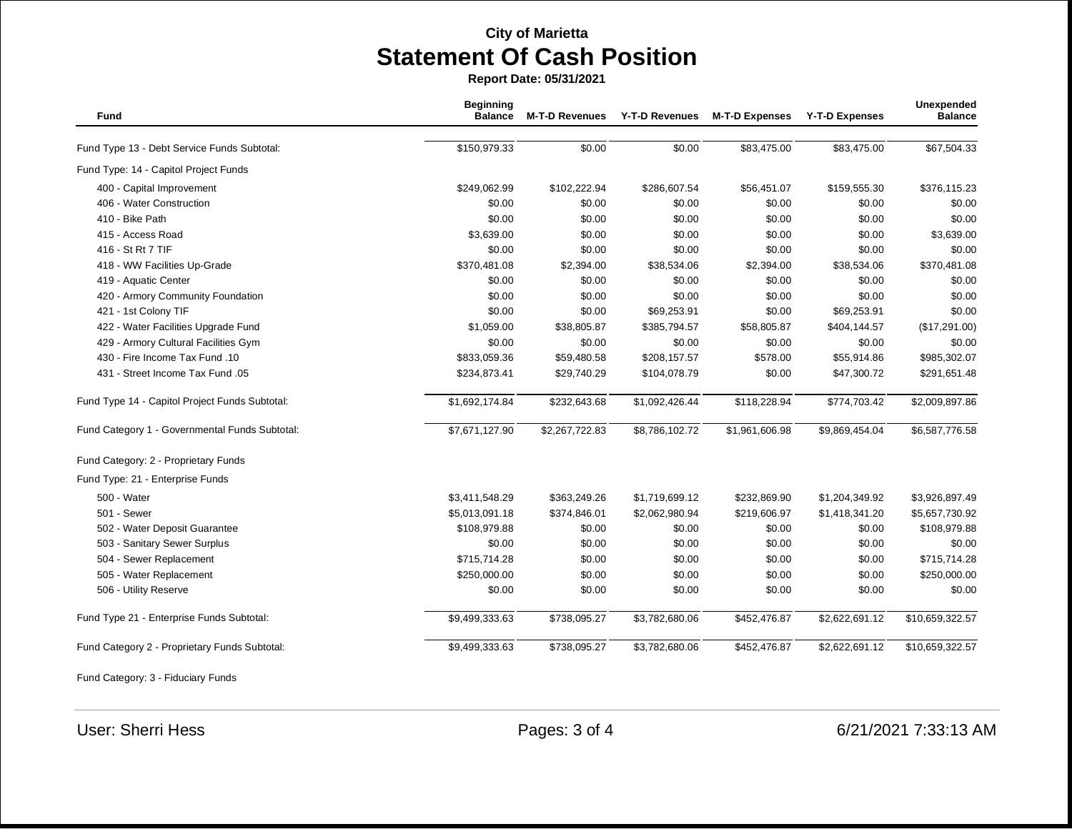**City of Marietta**

# Statement Of Cash Position

**Report Date: 05/31/2021**

| Fund | Beginning Balance | M-T-D Revenues | Y-T-D Revenues | M-T-D Expenses | Y-T-D Expenses | Unexpended Balance |
|---|---|---|---|---|---|---|
| Fund Type 13 - Debt Service Funds Subtotal: | $150,979.33 | $0.00 | $0.00 | $83,475.00 | $83,475.00 | $67,504.33 |
| Fund Type: 14 - Capitol Project Funds | | | | | | |
| 400 - Capital Improvement | $249,062.99 | $102,222.94 | $286,607.54 | $56,451.07 | $159,555.30 | $376,115.23 |
| 406 - Water Construction | $0.00 | $0.00 | $0.00 | $0.00 | $0.00 | $0.00 |
| 410 - Bike Path | $0.00 | $0.00 | $0.00 | $0.00 | $0.00 | $0.00 |
| 415 - Access Road | $3,639.00 | $0.00 | $0.00 | $0.00 | $0.00 | $3,639.00 |
| 416 - St Rt 7 TIF | $0.00 | $0.00 | $0.00 | $0.00 | $0.00 | $0.00 |
| 418 - WW Facilities Up-Grade | $370,481.08 | $2,394.00 | $38,534.06 | $2,394.00 | $38,534.06 | $370,481.08 |
| 419 - Aquatic Center | $0.00 | $0.00 | $0.00 | $0.00 | $0.00 | $0.00 |
| 420 - Armory Community Foundation | $0.00 | $0.00 | $0.00 | $0.00 | $0.00 | $0.00 |
| 421 - 1st Colony TIF | $0.00 | $0.00 | $69,253.91 | $0.00 | $69,253.91 | $0.00 |
| 422 - Water Facilities Upgrade Fund | $1,059.00 | $38,805.87 | $385,794.57 | $58,805.87 | $404,144.57 | ($17,291.00) |
| 429 - Armory Cultural Facilities Gym | $0.00 | $0.00 | $0.00 | $0.00 | $0.00 | $0.00 |
| 430 - Fire Income Tax Fund .10 | $833,059.36 | $59,480.58 | $208,157.57 | $578.00 | $55,914.86 | $985,302.07 |
| 431 - Street Income Tax Fund .05 | $234,873.41 | $29,740.29 | $104,078.79 | $0.00 | $47,300.72 | $291,651.48 |
| Fund Type 14 - Capitol Project Funds Subtotal: | $1,692,174.84 | $232,643.68 | $1,092,426.44 | $118,228.94 | $774,703.42 | $2,009,897.86 |
| Fund Category 1 - Governmental Funds Subtotal: | $7,671,127.90 | $2,267,722.83 | $8,786,102.72 | $1,961,606.98 | $9,869,454.04 | $6,587,776.58 |
| Fund Category: 2 - Proprietary Funds | | | | | | |
| Fund Type: 21 - Enterprise Funds | | | | | | |
| 500 - Water | $3,411,548.29 | $363,249.26 | $1,719,699.12 | $232,869.90 | $1,204,349.92 | $3,926,897.49 |
| 501 - Sewer | $5,013,091.18 | $374,846.01 | $2,062,980.94 | $219,606.97 | $1,418,341.20 | $5,657,730.92 |
| 502 - Water Deposit Guarantee | $108,979.88 | $0.00 | $0.00 | $0.00 | $0.00 | $108,979.88 |
| 503 - Sanitary Sewer Surplus | $0.00 | $0.00 | $0.00 | $0.00 | $0.00 | $0.00 |
| 504 - Sewer Replacement | $715,714.28 | $0.00 | $0.00 | $0.00 | $0.00 | $715,714.28 |
| 505 - Water Replacement | $250,000.00 | $0.00 | $0.00 | $0.00 | $0.00 | $250,000.00 |
| 506 - Utility Reserve | $0.00 | $0.00 | $0.00 | $0.00 | $0.00 | $0.00 |
| Fund Type 21 - Enterprise Funds Subtotal: | $9,499,333.63 | $738,095.27 | $3,782,680.06 | $452,476.87 | $2,622,691.12 | $10,659,322.57 |
| Fund Category 2 - Proprietary Funds Subtotal: | $9,499,333.63 | $738,095.27 | $3,782,680.06 | $452,476.87 | $2,622,691.12 | $10,659,322.57 |
| Fund Category: 3 - Fiduciary Funds | | | | | | |

User: Sherri Hess

6/21/2021 7:33:13 AM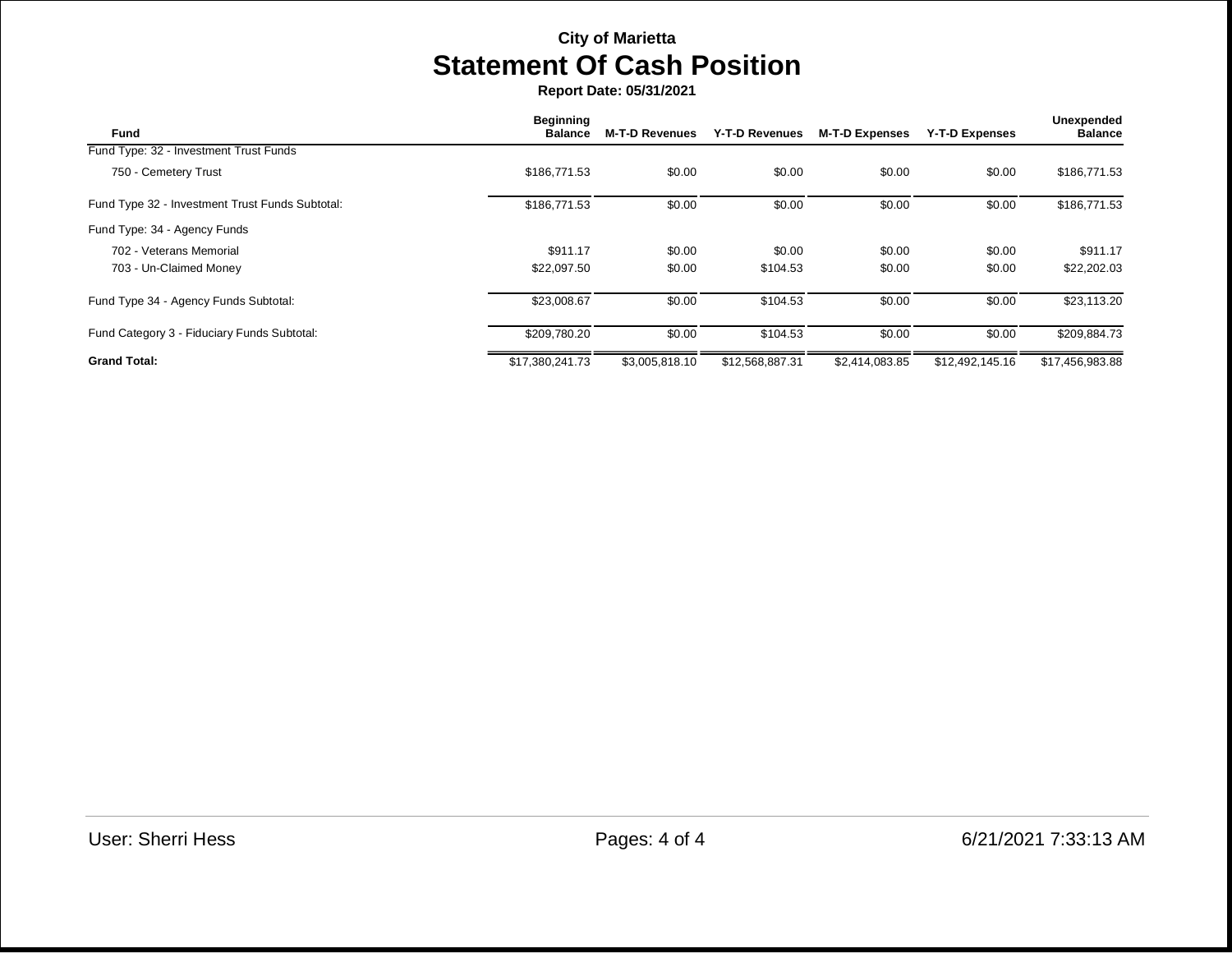City of Marietta

# Statement Of Cash Position

**Report Date: 05/31/2021**

| Fund | Beginning Balance | M-T-D Revenues | Y-T-D Revenues | M-T-D Expenses | Y-T-D Expenses | Unexpended Balance |
|---|---|---|---|---|---|---|
| Fund Type: 32 - Investment Trust Funds | | | | | | |
| 750 - Cemetery Trust | $186,771.53 | $0.00 | $0.00 | $0.00 | $0.00 | $186,771.53 |
| Fund Type 32 - Investment Trust Funds Subtotal: | $186,771.53 | $0.00 | $0.00 | $0.00 | $0.00 | $186,771.53 |
| Fund Type: 34 - Agency Funds | | | | | | |
| 702 - Veterans Memorial | $911.17 | $0.00 | $0.00 | $0.00 | $0.00 | $911.17 |
| 703 - Un-Claimed Money | $22,097.50 | $0.00 | $104.53 | $0.00 | $0.00 | $22,202.03 |
| Fund Type 34 - Agency Funds Subtotal: | $23,008.67 | $0.00 | $104.53 | $0.00 | $0.00 | $23,113.20 |
| Fund Category 3 - Fiduciary Funds Subtotal: | $209,780.20 | $0.00 | $104.53 | $0.00 | $0.00 | $209,884.73 |
| **Grand Total:** | $17,380,241.73 | $3,005,818.10 | $12,568,887.31 | $2,414,083.85 | $12,492,145.16 | $17,456,983.88 |

User: Sherri Hess

6/21/2021 7:33:13 AM